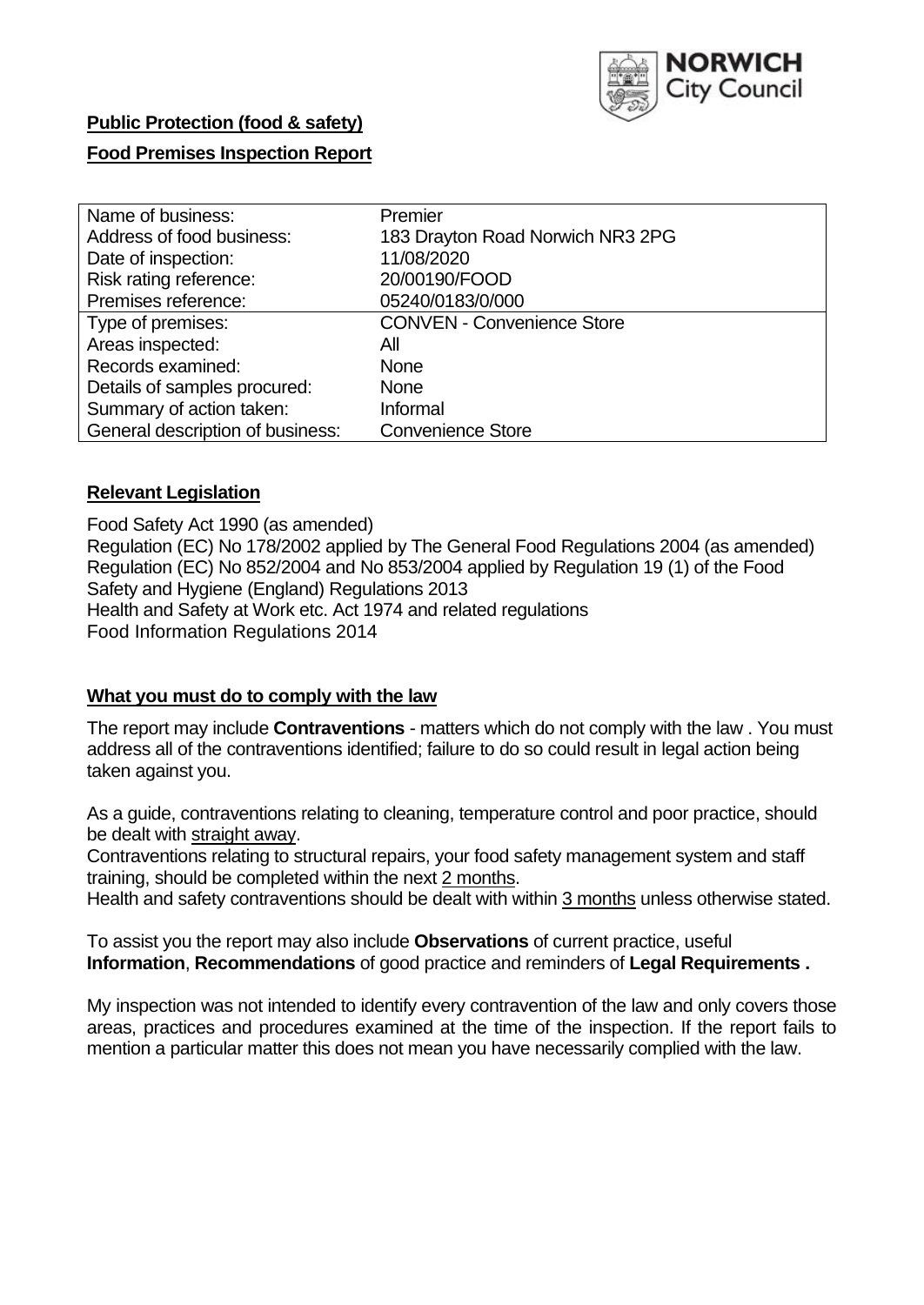NORWICH City Council

**Public Protection (food & safety)**

**Food Premises Inspection Report**

| Name of business: | Premier |
|---|---|
| Address of food business: | 183 Drayton Road Norwich NR3 2PG |
| Date of inspection: | 11/08/2020 |
| Risk rating reference: | 20/00190/FOOD |
| Premises reference: | 05240/0183/0/000 |
| Type of premises: | CONVEN - Convenience Store |
| Areas inspected: | All |
| Records examined: | None |
| Details of samples procured: | None |
| Summary of action taken: | Informal |
| General description of business: | Convenience Store |

## Relevant Legislation

Food Safety Act 1990 (as amended)
Regulation (EC) No 178/2002 applied by The General Food Regulations 2004 (as amended)
Regulation (EC) No 852/2004 and No 853/2004 applied by Regulation 19 (1) of the Food Safety and Hygiene (England) Regulations 2013
Health and Safety at Work etc. Act 1974 and related regulations
Food Information Regulations 2014

## What you must do to comply with the law

The report may include **Contraventions** - matters which do not comply with the law . You must address all of the contraventions identified; failure to do so could result in legal action being taken against you.

As a guide, contraventions relating to cleaning, temperature control and poor practice, should be dealt with straight away.

Contraventions relating to structural repairs, your food safety management system and staff training, should be completed within the next 2 months.

Health and safety contraventions should be dealt with within 3 months unless otherwise stated.

To assist you the report may also include **Observations** of current practice, useful **Information**, **Recommendations** of good practice and reminders of **Legal Requirements .**

My inspection was not intended to identify every contravention of the law and only covers those areas, practices and procedures examined at the time of the inspection. If the report fails to mention a particular matter this does not mean you have necessarily complied with the law.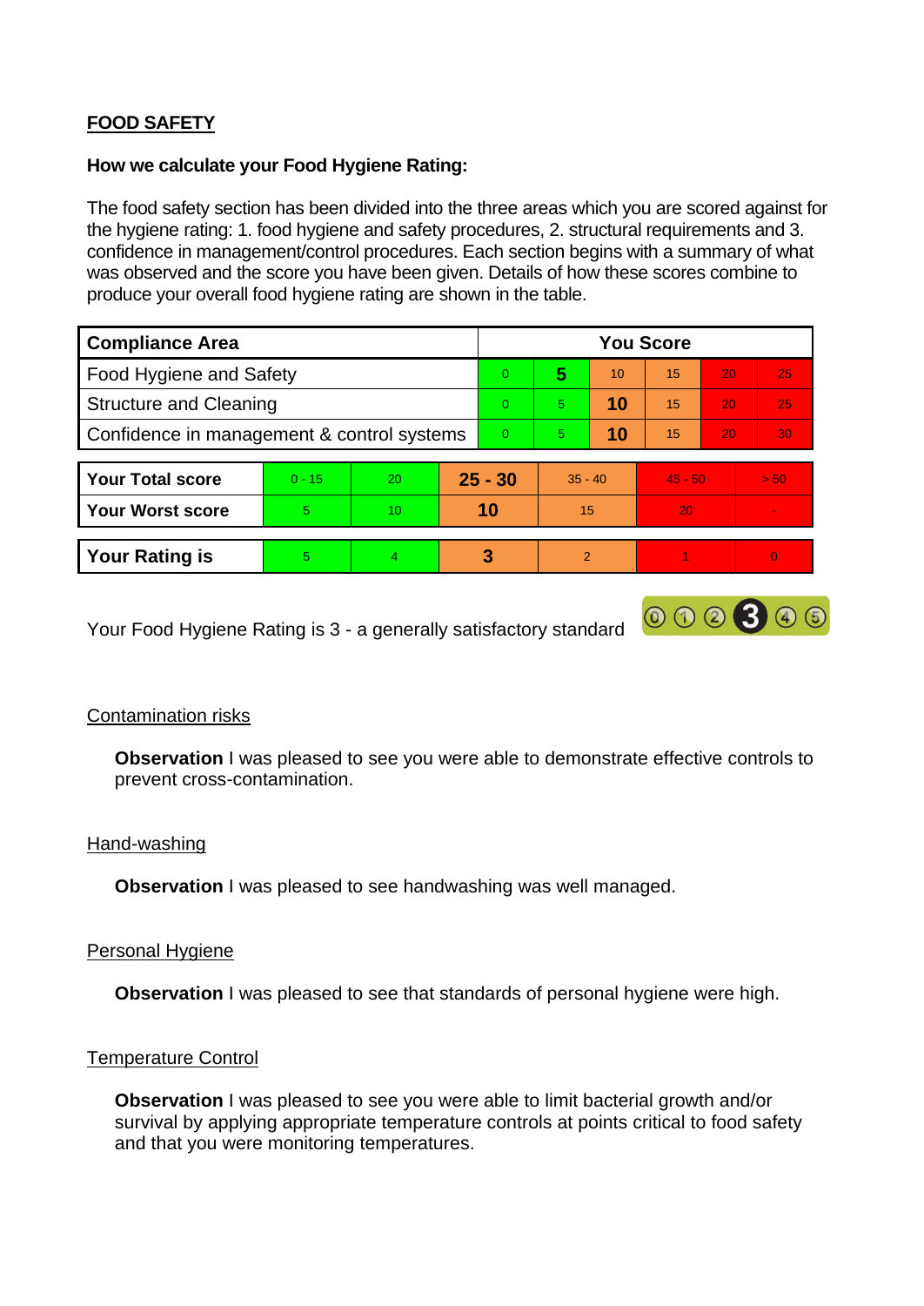## FOOD SAFETY

**How we calculate your Food Hygiene Rating:**

The food safety section has been divided into the three areas which you are scored against for the hygiene rating: 1. food hygiene and safety procedures, 2. structural requirements and 3. confidence in management/control procedures. Each section begins with a summary of what was observed and the score you have been given. Details of how these scores combine to produce your overall food hygiene rating are shown in the table.

| Compliance Area | You Score | | | | | |
|---|---|---|---|---|---|---|
| Food Hygiene and Safety | 0 | **5** | 10 | 15 | 20 | 25 |
| Structure and Cleaning | 0 | 5 | **10** | 15 | 20 | 25 |
| Confidence in management & control systems | 0 | 5 | **10** | 15 | 20 | 30 |

| | | | | | | |
|---|---|---|---|---|---|---|
| **Your Total score** | 0 - 15 | 20 | **25 - 30** | 35 - 40 | 45 - 50 | > 50 |
| **Your Worst score** | 5 | 10 | **10** | 15 | 20 | - |

| | | | | | | |
|---|---|---|---|---|---|---|
| **Your Rating is** | 5 | 4 | **3** | 2 | 1 | 0 |

Your Food Hygiene Rating is 3 - a generally satisfactory standard

Contamination risks

**Observation** I was pleased to see you were able to demonstrate effective controls to prevent cross-contamination.

Hand-washing

**Observation** I was pleased to see handwashing was well managed.

Personal Hygiene

**Observation** I was pleased to see that standards of personal hygiene were high.

Temperature Control

**Observation** I was pleased to see you were able to limit bacterial growth and/or survival by applying appropriate temperature controls at points critical to food safety and that you were monitoring temperatures.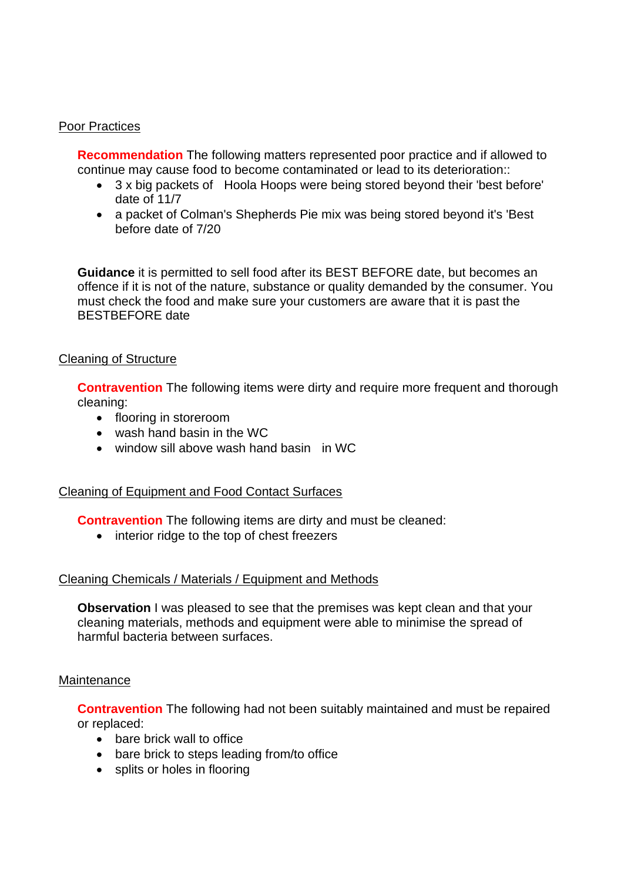Poor Practices

**Recommendation** The following matters represented poor practice and if allowed to continue may cause food to become contaminated or lead to its deterioration::

- 3 x big packets of  Hoola Hoops were being stored beyond their 'best before' date of 11/7
- a packet of Colman's Shepherds Pie mix was being stored beyond it's 'Best before date of 7/20

**Guidance** it is permitted to sell food after its BEST BEFORE date, but becomes an offence if it is not of the nature, substance or quality demanded by the consumer. You must check the food and make sure your customers are aware that it is past the BESTBEFORE date

Cleaning of Structure

**Contravention** The following items were dirty and require more frequent and thorough cleaning:

- flooring in storeroom
- wash hand basin in the WC
- window sill above wash hand basin  in WC

Cleaning of Equipment and Food Contact Surfaces

**Contravention** The following items are dirty and must be cleaned:

- interior ridge to the top of chest freezers

Cleaning Chemicals / Materials / Equipment and Methods

**Observation** I was pleased to see that the premises was kept clean and that your cleaning materials, methods and equipment were able to minimise the spread of harmful bacteria between surfaces.

Maintenance

**Contravention** The following had not been suitably maintained and must be repaired or replaced:

- bare brick wall to office
- bare brick to steps leading from/to office
- splits or holes in flooring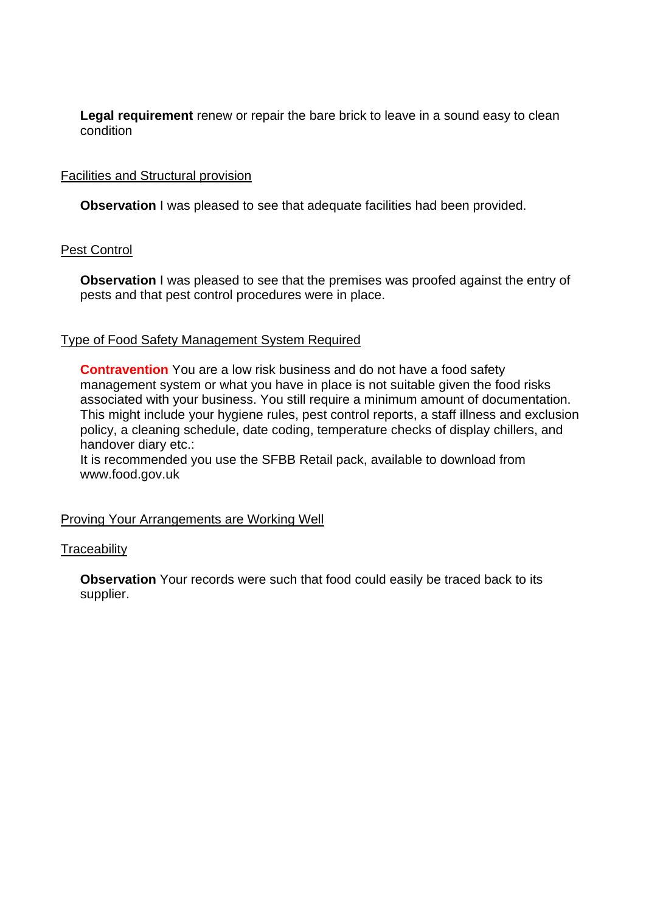**Legal requirement** renew or repair the bare brick to leave in a sound easy to clean condition

Facilities and Structural provision

**Observation** I was pleased to see that adequate facilities had been provided.

Pest Control

**Observation** I was pleased to see that the premises was proofed against the entry of pests and that pest control procedures were in place.

Type of Food Safety Management System Required

**Contravention** You are a low risk business and do not have a food safety management system or what you have in place is not suitable given the food risks associated with your business. You still require a minimum amount of documentation. This might include your hygiene rules, pest control reports, a staff illness and exclusion policy, a cleaning schedule, date coding, temperature checks of display chillers, and handover diary etc.:

It is recommended you use the SFBB Retail pack, available to download from www.food.gov.uk

Proving Your Arrangements are Working Well

Traceability

**Observation** Your records were such that food could easily be traced back to its supplier.